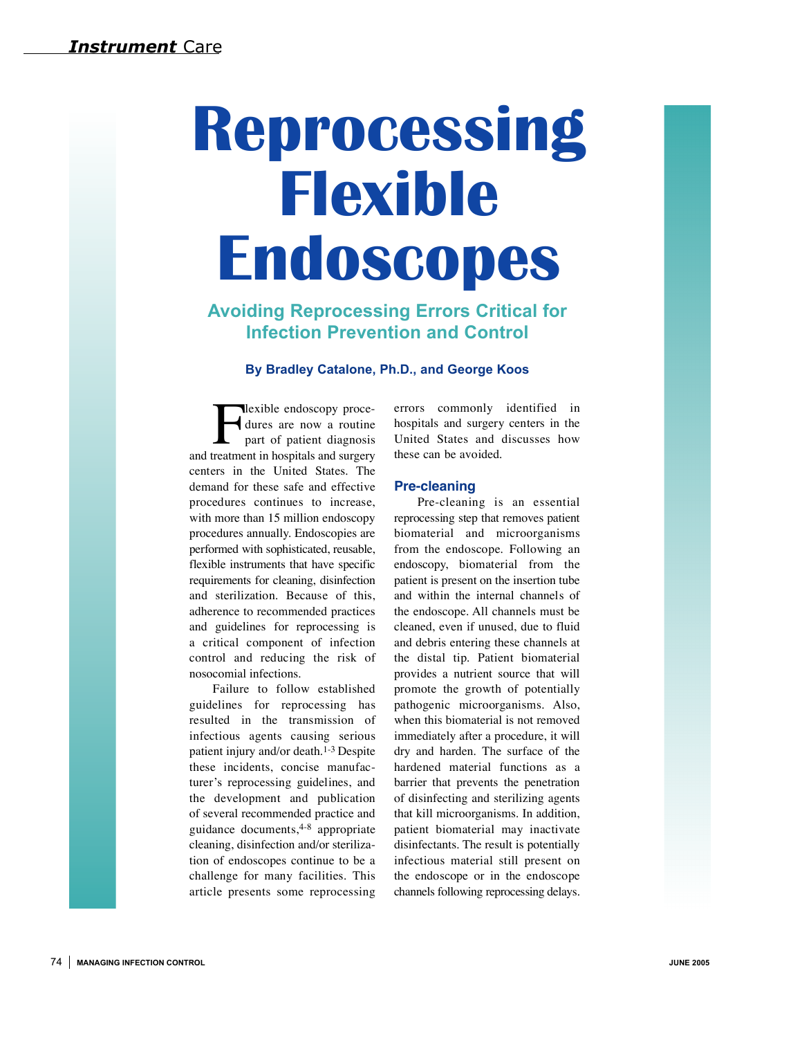# Reprocessing Flexible Endoscopes

## Avoiding Reprocessing Errors Critical for Infection Prevention and Control

**By Bradley Catalone, Ph.D., and George Koos**

Flexible endoscopy procedures are now a routine part of patient diagnosis and treatment in hospitals and surgery centers in the United States. The demand for these safe and effective procedures continues to increase, with more than 15 million endoscopy procedures annually. Endoscopies are performed with sophisticated, reusable, flexible instruments that have specific requirements for cleaning, disinfection and sterilization. Because of this, adherence to recommended practices and guidelines for reprocessing is a critical component of infection control and reducing the risk of nosocomial infections.

Failure to follow established guidelines for reprocessing has resulted in the transmission of infectious agents causing serious patient injury and/or death.[1-3] Despite these incidents, concise manufacturer's reprocessing guidelines, and the development and publication of several recommended practice and guidance documents,[4-8] appropriate cleaning, disinfection and/or sterilization of endoscopes continue to be a challenge for many facilities. This article presents some reprocessing errors commonly identified in hospitals and surgery centers in the United States and discusses how these can be avoided.

### Pre-cleaning

Pre-cleaning is an essential reprocessing step that removes patient biomaterial and microorganisms from the endoscope. Following an endoscopy, biomaterial from the patient is present on the insertion tube and within the internal channels of the endoscope. All channels must be cleaned, even if unused, due to fluid and debris entering these channels at the distal tip. Patient biomaterial provides a nutrient source that will promote the growth of potentially pathogenic microorganisms. Also, when this biomaterial is not removed immediately after a procedure, it will dry and harden. The surface of the hardened material functions as a barrier that prevents the penetration of disinfecting and sterilizing agents that kill microorganisms. In addition, patient biomaterial may inactivate disinfectants. The result is potentially infectious material still present on the endoscope or in the endoscope channels following reprocessing delays.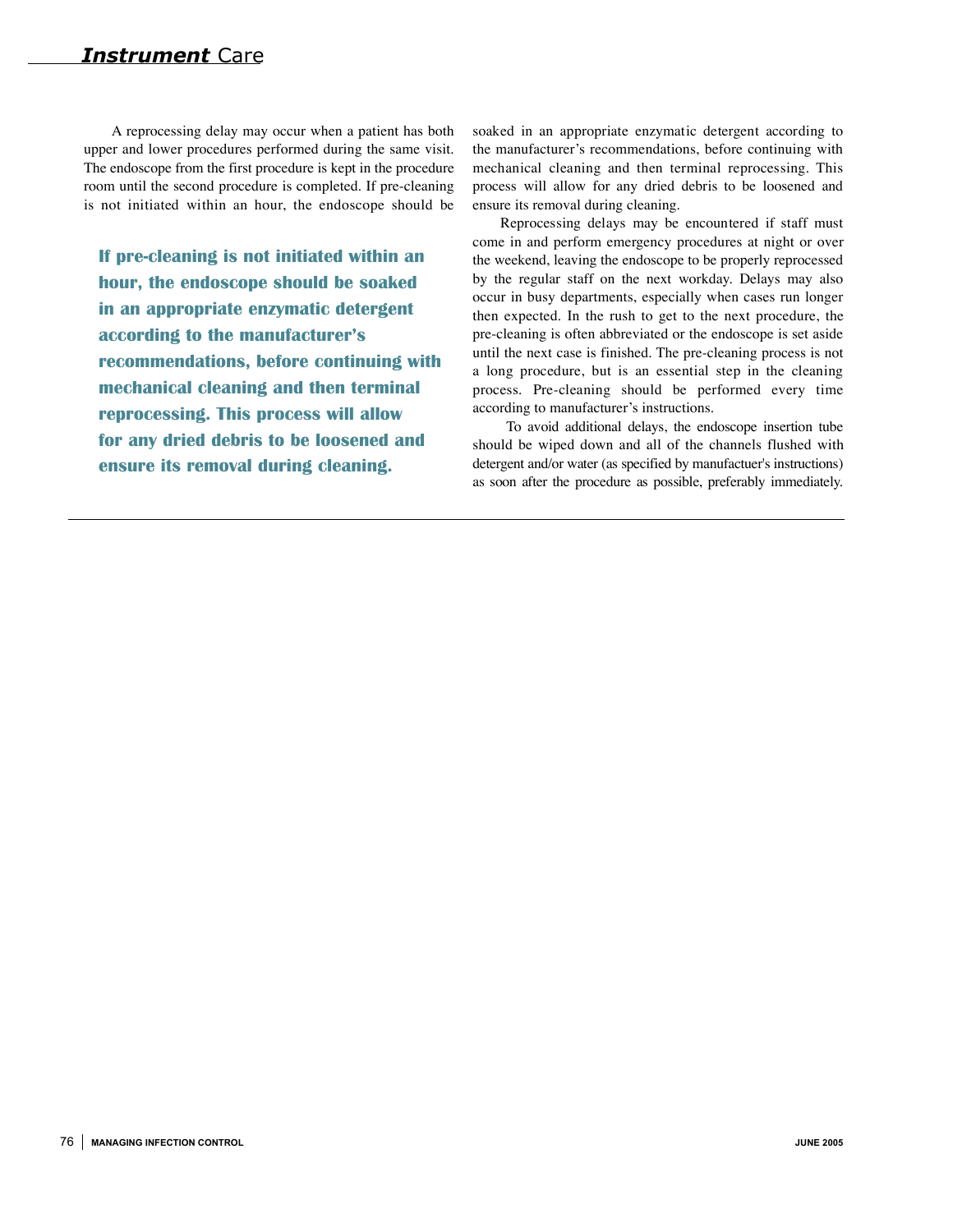A reprocessing delay may occur when a patient has both upper and lower procedures performed during the same visit. The endoscope from the first procedure is kept in the procedure room until the second procedure is completed. If pre-cleaning is not initiated within an hour, the endoscope should be soaked in an appropriate enzymatic detergent according to the manufacturer's recommendations, before continuing with mechanical cleaning and then terminal reprocessing. This process will allow for any dried debris to be loosened and ensure its removal during cleaning.

**If pre-cleaning is not initiated within an hour, the endoscope should be soaked in an appropriate enzymatic detergent according to the manufacturer's recommendations, before continuing with mechanical cleaning and then terminal reprocessing. This process will allow for any dried debris to be loosened and ensure its removal during cleaning.**

Reprocessing delays may be encountered if staff must come in and perform emergency procedures at night or over the weekend, leaving the endoscope to be properly reprocessed by the regular staff on the next workday. Delays may also occur in busy departments, especially when cases run longer then expected. In the rush to get to the next procedure, the pre-cleaning is often abbreviated or the endoscope is set aside until the next case is finished. The pre-cleaning process is not a long procedure, but is an essential step in the cleaning process. Pre-cleaning should be performed every time according to manufacturer's instructions.

To avoid additional delays, the endoscope insertion tube should be wiped down and all of the channels flushed with detergent and/or water (as specified by manufactuer's instructions) as soon after the procedure as possible, preferably immediately.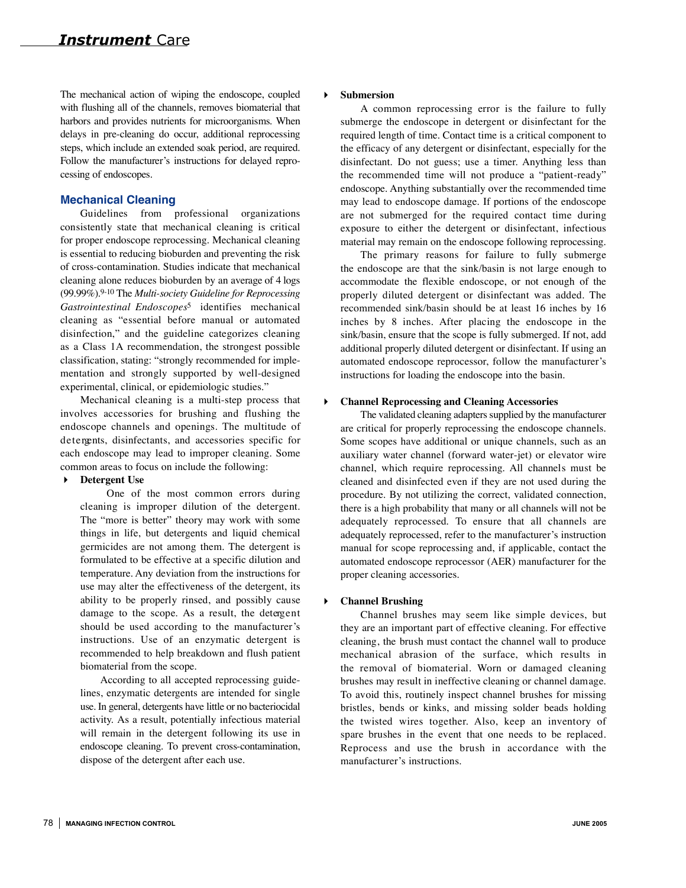The mechanical action of wiping the endoscope, coupled with flushing all of the channels, removes biomaterial that harbors and provides nutrients for microorganisms. When delays in pre-cleaning do occur, additional reprocessing steps, which include an extended soak period, are required. Follow the manufacturer's instructions for delayed reprocessing of endoscopes.

## Mechanical Cleaning

Guidelines from professional organizations consistently state that mechanical cleaning is critical for proper endoscope reprocessing. Mechanical cleaning is essential to reducing bioburden and preventing the risk of cross-contamination. Studies indicate that mechanical cleaning alone reduces bioburden by an average of 4 logs (99.99%).[9-10] The *Multi-society Guideline for Reprocessing Gastrointestinal Endoscopes*[5] identifies mechanical cleaning as "essential before manual or automated disinfection," and the guideline categorizes cleaning as a Class 1A recommendation, the strongest possible classification, stating: "strongly recommended for implementation and strongly supported by well-designed experimental, clinical, or epidemiologic studies."

Mechanical cleaning is a multi-step process that involves accessories for brushing and flushing the endoscope channels and openings. The multitude of detergents, disinfectants, and accessories specific for each endoscope may lead to improper cleaning. Some common areas to focus on include the following:

- **Detergent Use**

  One of the most common errors during cleaning is improper dilution of the detergent. The "more is better" theory may work with some things in life, but detergents and liquid chemical germicides are not among them. The detergent is formulated to be effective at a specific dilution and temperature. Any deviation from the instructions for use may alter the effectiveness of the detergent, its ability to be properly rinsed, and possibly cause damage to the scope. As a result, the detergent should be used according to the manufacturer's instructions. Use of an enzymatic detergent is recommended to help breakdown and flush patient biomaterial from the scope.

  According to all accepted reprocessing guidelines, enzymatic detergents are intended for single use. In general, detergents have little or no bacteriocidal activity. As a result, potentially infectious material will remain in the detergent following its use in endoscope cleaning. To prevent cross-contamination, dispose of the detergent after each use.

- **Submersion**

  A common reprocessing error is the failure to fully submerge the endoscope in detergent or disinfectant for the required length of time. Contact time is a critical component to the efficacy of any detergent or disinfectant, especially for the disinfectant. Do not guess; use a timer. Anything less than the recommended time will not produce a "patient-ready" endoscope. Anything substantially over the recommended time may lead to endoscope damage. If portions of the endoscope are not submerged for the required contact time during exposure to either the detergent or disinfectant, infectious material may remain on the endoscope following reprocessing.

  The primary reasons for failure to fully submerge the endoscope are that the sink/basin is not large enough to accommodate the flexible endoscope, or not enough of the properly diluted detergent or disinfectant was added. The recommended sink/basin should be at least 16 inches by 16 inches by 8 inches. After placing the endoscope in the sink/basin, ensure that the scope is fully submerged. If not, add additional properly diluted detergent or disinfectant. If using an automated endoscope reprocessor, follow the manufacturer's instructions for loading the endoscope into the basin.

- **Channel Reprocessing and Cleaning Accessories**

  The validated cleaning adapters supplied by the manufacturer are critical for properly reprocessing the endoscope channels. Some scopes have additional or unique channels, such as an auxiliary water channel (forward water-jet) or elevator wire channel, which require reprocessing. All channels must be cleaned and disinfected even if they are not used during the procedure. By not utilizing the correct, validated connection, there is a high probability that many or all channels will not be adequately reprocessed. To ensure that all channels are adequately reprocessed, refer to the manufacturer's instruction manual for scope reprocessing and, if applicable, contact the automated endoscope reprocessor (AER) manufacturer for the proper cleaning accessories.

- **Channel Brushing**

  Channel brushes may seem like simple devices, but they are an important part of effective cleaning. For effective cleaning, the brush must contact the channel wall to produce mechanical abrasion of the surface, which results in the removal of biomaterial. Worn or damaged cleaning brushes may result in ineffective cleaning or channel damage. To avoid this, routinely inspect channel brushes for missing bristles, bends or kinks, and missing solder beads holding the twisted wires together. Also, keep an inventory of spare brushes in the event that one needs to be replaced. Reprocess and use the brush in accordance with the manufacturer's instructions.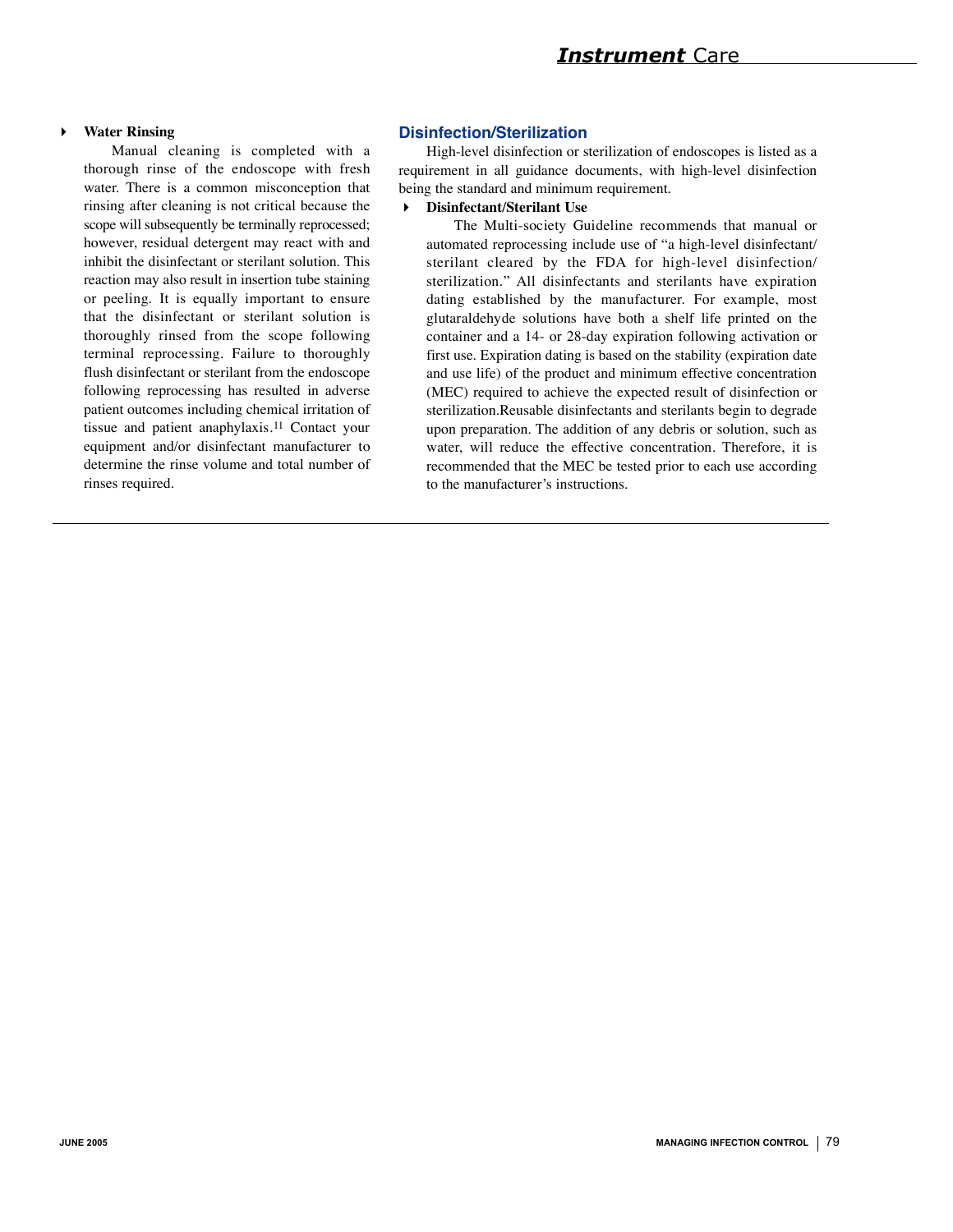- **Water Rinsing**

  Manual cleaning is completed with a thorough rinse of the endoscope with fresh water. There is a common misconception that rinsing after cleaning is not critical because the scope will subsequently be terminally reprocessed; however, residual detergent may react with and inhibit the disinfectant or sterilant solution. This reaction may also result in insertion tube staining or peeling. It is equally important to ensure that the disinfectant or sterilant solution is thoroughly rinsed from the scope following terminal reprocessing. Failure to thoroughly flush disinfectant or sterilant from the endoscope following reprocessing has resulted in adverse patient outcomes including chemical irritation of tissue and patient anaphylaxis.[11] Contact your equipment and/or disinfectant manufacturer to determine the rinse volume and total number of rinses required.

## Disinfection/Sterilization

High-level disinfection or sterilization of endoscopes is listed as a requirement in all guidance documents, with high-level disinfection being the standard and minimum requirement.

- **Disinfectant/Sterilant Use**

  The Multi-society Guideline recommends that manual or automated reprocessing include use of "a high-level disinfectant/ sterilant cleared by the FDA for high-level disinfection/ sterilization." All disinfectants and sterilants have expiration dating established by the manufacturer. For example, most glutaraldehyde solutions have both a shelf life printed on the container and a 14- or 28-day expiration following activation or first use. Expiration dating is based on the stability (expiration date and use life) of the product and minimum effective concentration (MEC) required to achieve the expected result of disinfection or sterilization.Reusable disinfectants and sterilants begin to degrade upon preparation. The addition of any debris or solution, such as water, will reduce the effective concentration. Therefore, it is recommended that the MEC be tested prior to each use according to the manufacturer's instructions.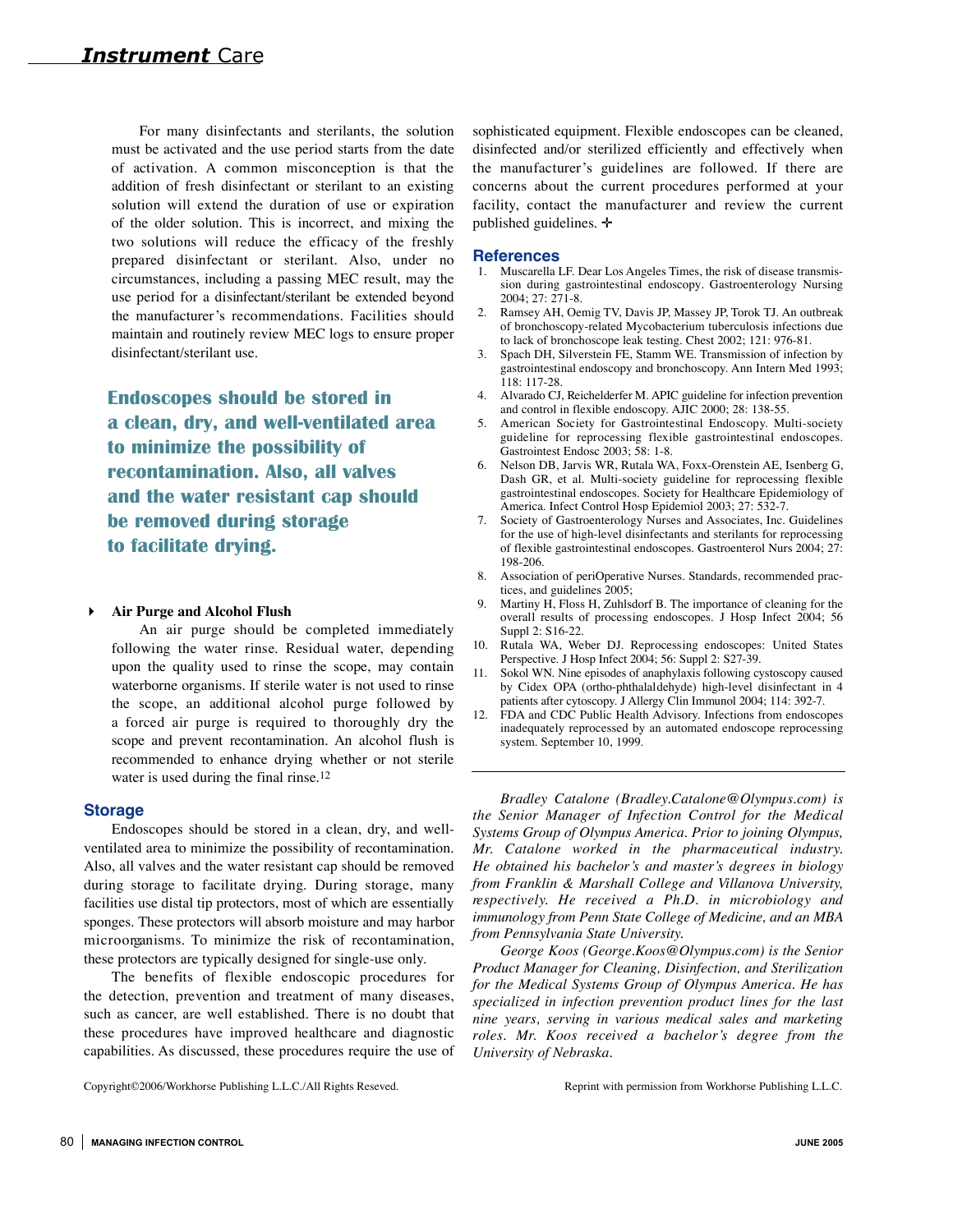For many disinfectants and sterilants, the solution must be activated and the use period starts from the date of activation. A common misconception is that the addition of fresh disinfectant or sterilant to an existing solution will extend the duration of use or expiration of the older solution. This is incorrect, and mixing the two solutions will reduce the efficacy of the freshly prepared disinfectant or sterilant. Also, under no circumstances, including a passing MEC result, may the use period for a disinfectant/sterilant be extended beyond the manufacturer's recommendations. Facilities should maintain and routinely review MEC logs to ensure proper disinfectant/sterilant use.

**Endoscopes should be stored in a clean, dry, and well-ventilated area to minimize the possibility of recontamination. Also, all valves and the water resistant cap should be removed during storage to facilitate drying.**

### Air Purge and Alcohol Flush

An air purge should be completed immediately following the water rinse. Residual water, depending upon the quality used to rinse the scope, may contain waterborne organisms. If sterile water is not used to rinse the scope, an additional alcohol purge followed by a forced air purge is required to thoroughly dry the scope and prevent recontamination. An alcohol flush is recommended to enhance drying whether or not sterile water is used during the final rinse.[12]

## Storage

Endoscopes should be stored in a clean, dry, and well-ventilated area to minimize the possibility of recontamination. Also, all valves and the water resistant cap should be removed during storage to facilitate drying. During storage, many facilities use distal tip protectors, most of which are essentially sponges. These protectors will absorb moisture and may harbor microorganisms. To minimize the risk of recontamination, these protectors are typically designed for single-use only.

The benefits of flexible endoscopic procedures for the detection, prevention and treatment of many diseases, such as cancer, are well established. There is no doubt that these procedures have improved healthcare and diagnostic capabilities. As discussed, these procedures require the use of sophisticated equipment. Flexible endoscopes can be cleaned, disinfected and/or sterilized efficiently and effectively when the manufacturer's guidelines are followed. If there are concerns about the current procedures performed at your facility, contact the manufacturer and review the current published guidelines. ✛

## References

1. Muscarella LF. Dear Los Angeles Times, the risk of disease transmission during gastrointestinal endoscopy. Gastroenterology Nursing 2004; 27: 271-8.
2. Ramsey AH, Oemig TV, Davis JP, Massey JP, Torok TJ. An outbreak of bronchoscopy-related Mycobacterium tuberculosis infections due to lack of bronchoscope leak testing. Chest 2002; 121: 976-81.
3. Spach DH, Silverstein FE, Stamm WE. Transmission of infection by gastrointestinal endoscopy and bronchoscopy. Ann Intern Med 1993; 118: 117-28.
4. Alvarado CJ, Reichelderfer M. APIC guideline for infection prevention and control in flexible endoscopy. AJIC 2000; 28: 138-55.
5. American Society for Gastrointestinal Endoscopy. Multi-society guideline for reprocessing flexible gastrointestinal endoscopes. Gastrointest Endosc 2003; 58: 1-8.
6. Nelson DB, Jarvis WR, Rutala WA, Foxx-Orenstein AE, Isenberg G, Dash GR, et al. Multi-society guideline for reprocessing flexible gastrointestinal endoscopes. Society for Healthcare Epidemiology of America. Infect Control Hosp Epidemiol 2003; 27: 532-7.
7. Society of Gastroenterology Nurses and Associates, Inc. Guidelines for the use of high-level disinfectants and sterilants for reprocessing of flexible gastrointestinal endoscopes. Gastroenterol Nurs 2004; 27: 198-206.
8. Association of periOperative Nurses. Standards, recommended practices, and guidelines 2005;
9. Martiny H, Floss H, Zuhlsdorf B. The importance of cleaning for the overall results of processing endoscopes. J Hosp Infect 2004; 56 Suppl 2: S16-22.
10. Rutala WA, Weber DJ. Reprocessing endoscopes: United States Perspective. J Hosp Infect 2004; 56: Suppl 2: S27-39.
11. Sokol WN. Nine episodes of anaphylaxis following cystoscopy caused by Cidex OPA (ortho-phthalaldehyde) high-level disinfectant in 4 patients after cytoscopy. J Allergy Clin Immunol 2004; 114: 392-7.
12. FDA and CDC Public Health Advisory. Infections from endoscopes inadequately reprocessed by an automated endoscope reprocessing system. September 10, 1999.

---

*Bradley Catalone (Bradley.Catalone@Olympus.com) is the Senior Manager of Infection Control for the Medical Systems Group of Olympus America. Prior to joining Olympus, Mr. Catalone worked in the pharmaceutical industry. He obtained his bachelor's and master's degrees in biology from Franklin & Marshall College and Villanova University, respectively. He received a Ph.D. in microbiology and immunology from Penn State College of Medicine, and an MBA from Pennsylvania State University.*

*George Koos (George.Koos@Olympus.com) is the Senior Product Manager for Cleaning, Disinfection, and Sterilization for the Medical Systems Group of Olympus America. He has specialized in infection prevention product lines for the last nine years, serving in various medical sales and marketing roles. Mr. Koos received a bachelor's degree from the University of Nebraska.*

Copyright©2006/Workhorse Publishing L.L.C./All Rights Reseved.

Reprint with permission from Workhorse Publishing L.L.C.